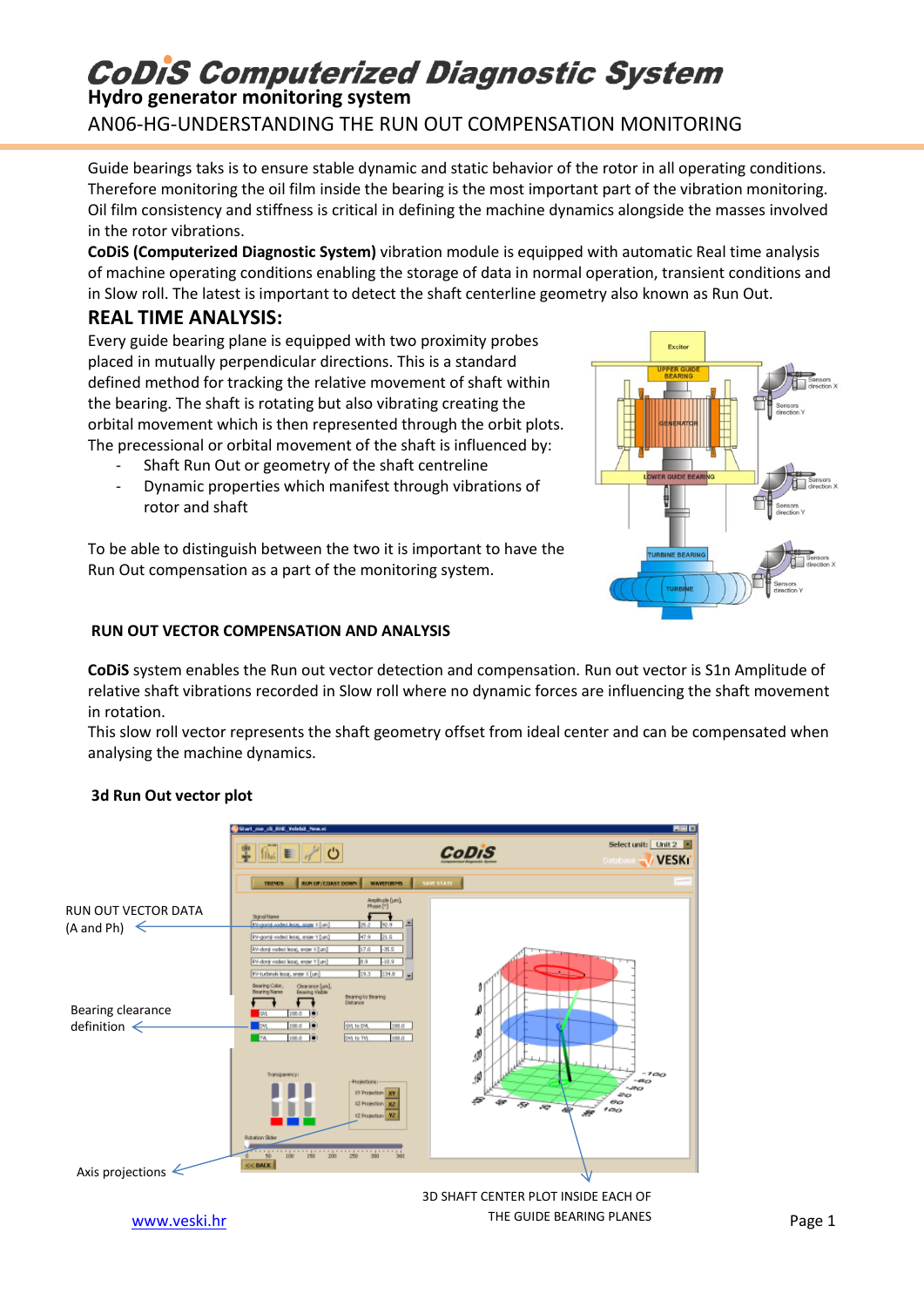# CoDiS Computerized Diagnostic System

## Hydro generator monitoring system

AN06-HG-UNDERSTANDING THE RUN OUT COMPENSATION MONITORING

Guide bearings taks is to ensure stable dynamic and static behavior of the rotor in all operating conditions. Therefore monitoring the oil film inside the bearing is the most important part of the vibration monitoring. Oil film consistency and stiffness is critical in defining the machine dynamics alongside the masses involved in the rotor vibrations.

**CoDiS (Computerized Diagnostic System)** vibration module is equipped with automatic Real time analysis of machine operating conditions enabling the storage of data in normal operation, transient conditions and in Slow roll. The latest is important to detect the shaft centerline geometry also known as Run Out.

## REAL TIME ANALYSIS:

Every guide bearing plane is equipped with two proximity probes placed in mutually perpendicular directions. This is a standard defined method for tracking the relative movement of shaft within the bearing. The shaft is rotating but also vibrating creating the orbital movement which is then represented through the orbit plots. The precessional or orbital movement of the shaft is influenced by:

- Shaft Run Out or geometry of the shaft centreline
- Dynamic properties which manifest through vibrations of rotor and shaft

To be able to distinguish between the two it is important to have the Run Out compensation as a part of the monitoring system.

### RUN OUT VECTOR COMPENSATION AND ANALYSIS

**CoDiS** system enables the Run out vector detection and compensation. Run out vector is S1n Amplitude of relative shaft vibrations recorded in Slow roll where no dynamic forces are influencing the shaft movement in rotation.

This slow roll vector represents the shaft geometry offset from ideal center and can be compensated when analysing the machine dynamics.

### 3d Run Out vector plot

RUN OUT VECTOR DATA (A and Ph)

Bearing clearance definition

Axis projections

3D SHAFT CENTER PLOT INSIDE EACH OF THE GUIDE BEARING PLANES

www.veski.hr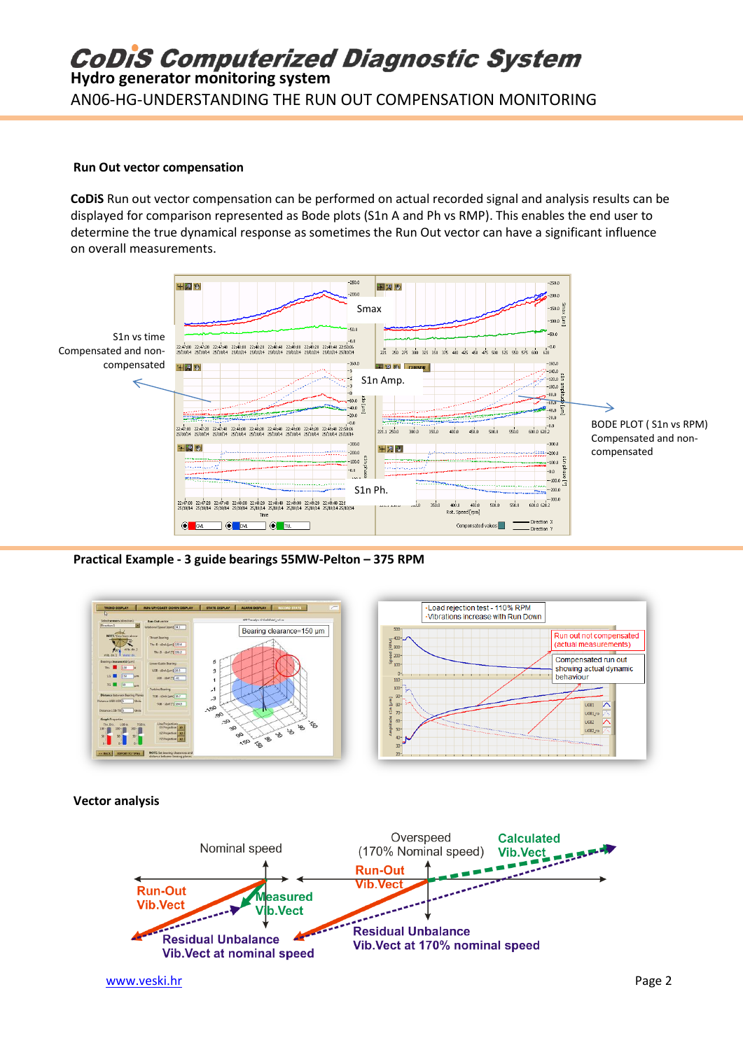## Run Out vector compensation

**CoDiS** Run out vector compensation can be performed on actual recorded signal and analysis results can be displayed for comparison represented as Bode plots (S1n A and Ph vs RMP). This enables the end user to determine the true dynamical response as sometimes the Run Out vector can have a significant influence on overall measurements.

S1n vs time
Compensated and non-compensated

Smax

S1n Amp.

S1n Ph.

BODE PLOT ( S1n vs RPM)
Compensated and non-compensated

## Practical Example - 3 guide bearings 55MW-Pelton – 375 RPM

Bearing clearance=150 µm

Load rejection test - 110% RPM
Vibrations increase with Run Down

Run out not compensated (actual measurements)

Compensated run out showing actual dynamic behaviour

## Vector analysis

Nominal speed

Run-Out Vib.Vect

Measured Vib.Vect

Residual Unbalance Vib.Vect at nominal speed

Overspeed (170% Nominal speed)

Calculated Vib.Vect

Run-Out Vib.Vect

Residual Unbalance Vib.Vect at 170% nominal speed

www.veski.hr